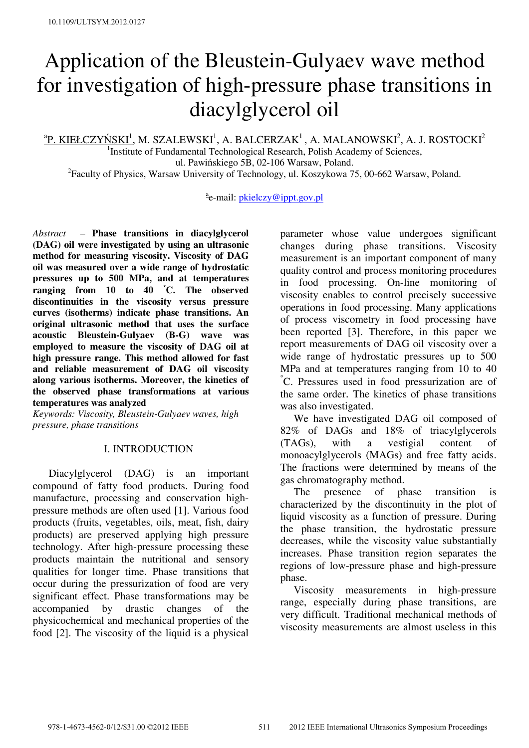10.1109/ULTSYM.2012.0127

# Application of the Bleustein-Gulyaev wave method for investigation of high-pressure phase transitions in diacylglycerol oil

[a]P. KIEŁCZYŃSKI[1], M. SZALEWSKI[1], A. BALCERZAK[1], A. MALANOWSKI[2], A. J. ROSTOCKI[2]

[1]Institute of Fundamental Technological Research, Polish Academy of Sciences, ul. Pawińskiego 5B, 02-106 Warsaw, Poland.

[2]Faculty of Physics, Warsaw University of Technology, ul. Koszykowa 75, 00-662 Warsaw, Poland.

[a]e-mail: pkielczy@ippt.gov.pl

*Abstract* – **Phase transitions in diacylglycerol (DAG) oil were investigated by using an ultrasonic method for measuring viscosity. Viscosity of DAG oil was measured over a wide range of hydrostatic pressures up to 500 MPa, and at temperatures ranging from 10 to 40 °C. The observed discontinuities in the viscosity versus pressure curves (isotherms) indicate phase transitions. An original ultrasonic method that uses the surface acoustic Bleustein-Gulyaev (B-G) wave was employed to measure the viscosity of DAG oil at high pressure range. This method allowed for fast and reliable measurement of DAG oil viscosity along various isotherms. Moreover, the kinetics of the observed phase transformations at various temperatures was analyzed**

*Keywords: Viscosity, Bleustein-Gulyaev waves, high pressure, phase transitions*

## I. INTRODUCTION

Diacylglycerol (DAG) is an important compound of fatty food products. During food manufacture, processing and conservation high-pressure methods are often used [1]. Various food products (fruits, vegetables, oils, meat, fish, dairy products) are preserved applying high pressure technology. After high-pressure processing these products maintain the nutritional and sensory qualities for longer time. Phase transitions that occur during the pressurization of food are very significant effect. Phase transformations may be accompanied by drastic changes of the physicochemical and mechanical properties of the food [2]. The viscosity of the liquid is a physical parameter whose value undergoes significant changes during phase transitions. Viscosity measurement is an important component of many quality control and process monitoring procedures in food processing. On-line monitoring of viscosity enables to control precisely successive operations in food processing. Many applications of process viscometry in food processing have been reported [3]. Therefore, in this paper we report measurements of DAG oil viscosity over a wide range of hydrostatic pressures up to 500 MPa and at temperatures ranging from 10 to 40 °C. Pressures used in food pressurization are of the same order. The kinetics of phase transitions was also investigated.

We have investigated DAG oil composed of 82% of DAGs and 18% of triacylglycerols (TAGs), with a vestigial content of monoacylglycerols (MAGs) and free fatty acids. The fractions were determined by means of the gas chromatography method.

The presence of phase transition is characterized by the discontinuity in the plot of liquid viscosity as a function of pressure. During the phase transition, the hydrostatic pressure decreases, while the viscosity value substantially increases. Phase transition region separates the regions of low-pressure phase and high-pressure phase.

Viscosity measurements in high-pressure range, especially during phase transitions, are very difficult. Traditional mechanical methods of viscosity measurements are almost useless in this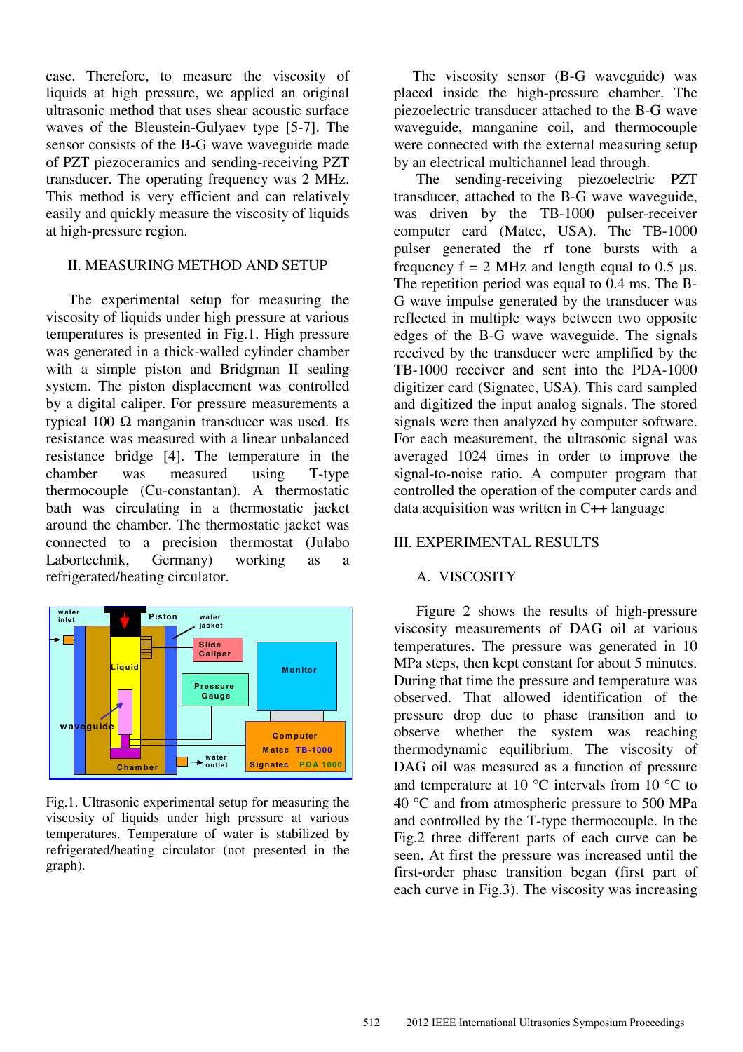case. Therefore, to measure the viscosity of liquids at high pressure, we applied an original ultrasonic method that uses shear acoustic surface waves of the Bleustein-Gulyaev type [5-7]. The sensor consists of the B-G wave waveguide made of PZT piezoceramics and sending-receiving PZT transducer. The operating frequency was 2 MHz. This method is very efficient and can relatively easily and quickly measure the viscosity of liquids at high-pressure region.

## II. MEASURING METHOD AND SETUP

The experimental setup for measuring the viscosity of liquids under high pressure at various temperatures is presented in Fig.1. High pressure was generated in a thick-walled cylinder chamber with a simple piston and Bridgman II sealing system. The piston displacement was controlled by a digital caliper. For pressure measurements a typical 100 Ω manganin transducer was used. Its resistance was measured with a linear unbalanced resistance bridge [4]. The temperature in the chamber was measured using T-type thermocouple (Cu-constantan). A thermostatic bath was circulating in a thermostatic jacket around the chamber. The thermostatic jacket was connected to a precision thermostat (Julabo Labortechnik, Germany) working as a refrigerated/heating circulator.

Fig.1. Ultrasonic experimental setup for measuring the viscosity of liquids under high pressure at various temperatures. Temperature of water is stabilized by refrigerated/heating circulator (not presented in the graph).

The viscosity sensor (B-G waveguide) was placed inside the high-pressure chamber. The piezoelectric transducer attached to the B-G wave waveguide, manganine coil, and thermocouple were connected with the external measuring setup by an electrical multichannel lead through.

The sending-receiving piezoelectric PZT transducer, attached to the B-G wave waveguide, was driven by the TB-1000 pulser-receiver computer card (Matec, USA). The TB-1000 pulser generated the rf tone bursts with a frequency $f = 2$ MHz and length equal to 0.5 µs. The repetition period was equal to 0.4 ms. The B-G wave impulse generated by the transducer was reflected in multiple ways between two opposite edges of the B-G wave waveguide. The signals received by the transducer were amplified by the TB-1000 receiver and sent into the PDA-1000 digitizer card (Signatec, USA). This card sampled and digitized the input analog signals. The stored signals were then analyzed by computer software. For each measurement, the ultrasonic signal was averaged 1024 times in order to improve the signal-to-noise ratio. A computer program that controlled the operation of the computer cards and data acquisition was written in C++ language

## III. EXPERIMENTAL RESULTS

### A. VISCOSITY

Figure 2 shows the results of high-pressure viscosity measurements of DAG oil at various temperatures. The pressure was generated in 10 MPa steps, then kept constant for about 5 minutes. During that time the pressure and temperature was observed. That allowed identification of the pressure drop due to phase transition and to observe whether the system was reaching thermodynamic equilibrium. The viscosity of DAG oil was measured as a function of pressure and temperature at 10 °C intervals from 10 °C to 40 °C and from atmospheric pressure to 500 MPa and controlled by the T-type thermocouple. In the Fig.2 three different parts of each curve can be seen. At first the pressure was increased until the first-order phase transition began (first part of each curve in Fig.3). The viscosity was increasing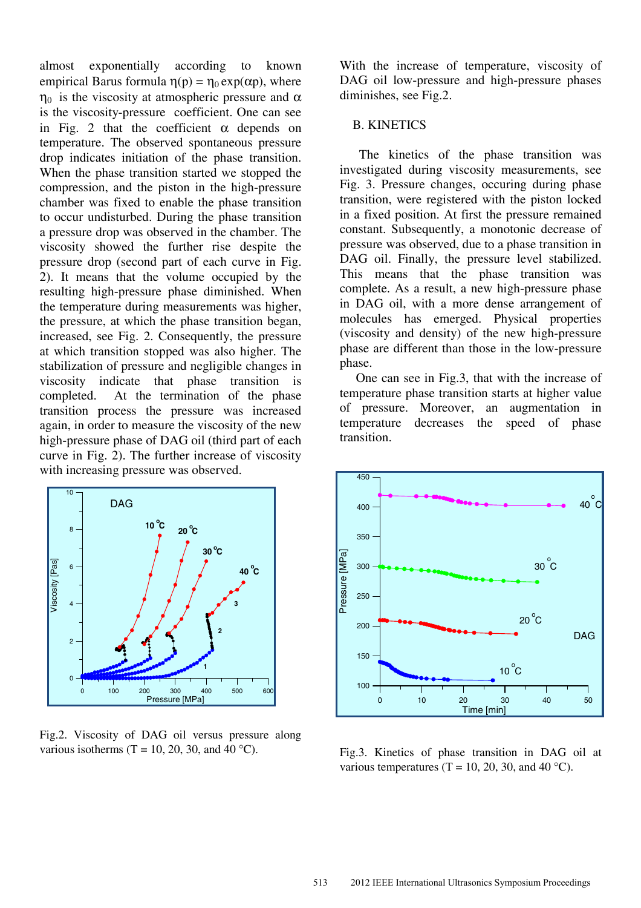almost exponentially according to known empirical Barus formula $\eta(p) = \eta_0 \exp(\alpha p)$, where $\eta_0$ is the viscosity at atmospheric pressure and $\alpha$ is the viscosity-pressure coefficient. One can see in Fig. 2 that the coefficient $\alpha$ depends on temperature. The observed spontaneous pressure drop indicates initiation of the phase transition. When the phase transition started we stopped the compression, and the piston in the high-pressure chamber was fixed to enable the phase transition to occur undisturbed. During the phase transition a pressure drop was observed in the chamber. The viscosity showed the further rise despite the pressure drop (second part of each curve in Fig. 2). It means that the volume occupied by the resulting high-pressure phase diminished. When the temperature during measurements was higher, the pressure, at which the phase transition began, increased, see Fig. 2. Consequently, the pressure at which transition stopped was also higher. The stabilization of pressure and negligible changes in viscosity indicate that phase transition is completed. At the termination of the phase transition process the pressure was increased again, in order to measure the viscosity of the new high-pressure phase of DAG oil (third part of each curve in Fig. 2). The further increase of viscosity with increasing pressure was observed.

Fig.2. Viscosity of DAG oil versus pressure along various isotherms (T = 10, 20, 30, and 40 °C).

With the increase of temperature, viscosity of DAG oil low-pressure and high-pressure phases diminishes, see Fig.2.

## B. KINETICS

The kinetics of the phase transition was investigated during viscosity measurements, see Fig. 3. Pressure changes, occuring during phase transition, were registered with the piston locked in a fixed position. At first the pressure remained constant. Subsequently, a monotonic decrease of pressure was observed, due to a phase transition in DAG oil. Finally, the pressure level stabilized. This means that the phase transition was complete. As a result, a new high-pressure phase in DAG oil, with a more dense arrangement of molecules has emerged. Physical properties (viscosity and density) of the new high-pressure phase are different than those in the low-pressure phase.

One can see in Fig.3, that with the increase of temperature phase transition starts at higher value of pressure. Moreover, an augmentation in temperature decreases the speed of phase transition.

Fig.3. Kinetics of phase transition in DAG oil at various temperatures (T = 10, 20, 30, and 40 °C).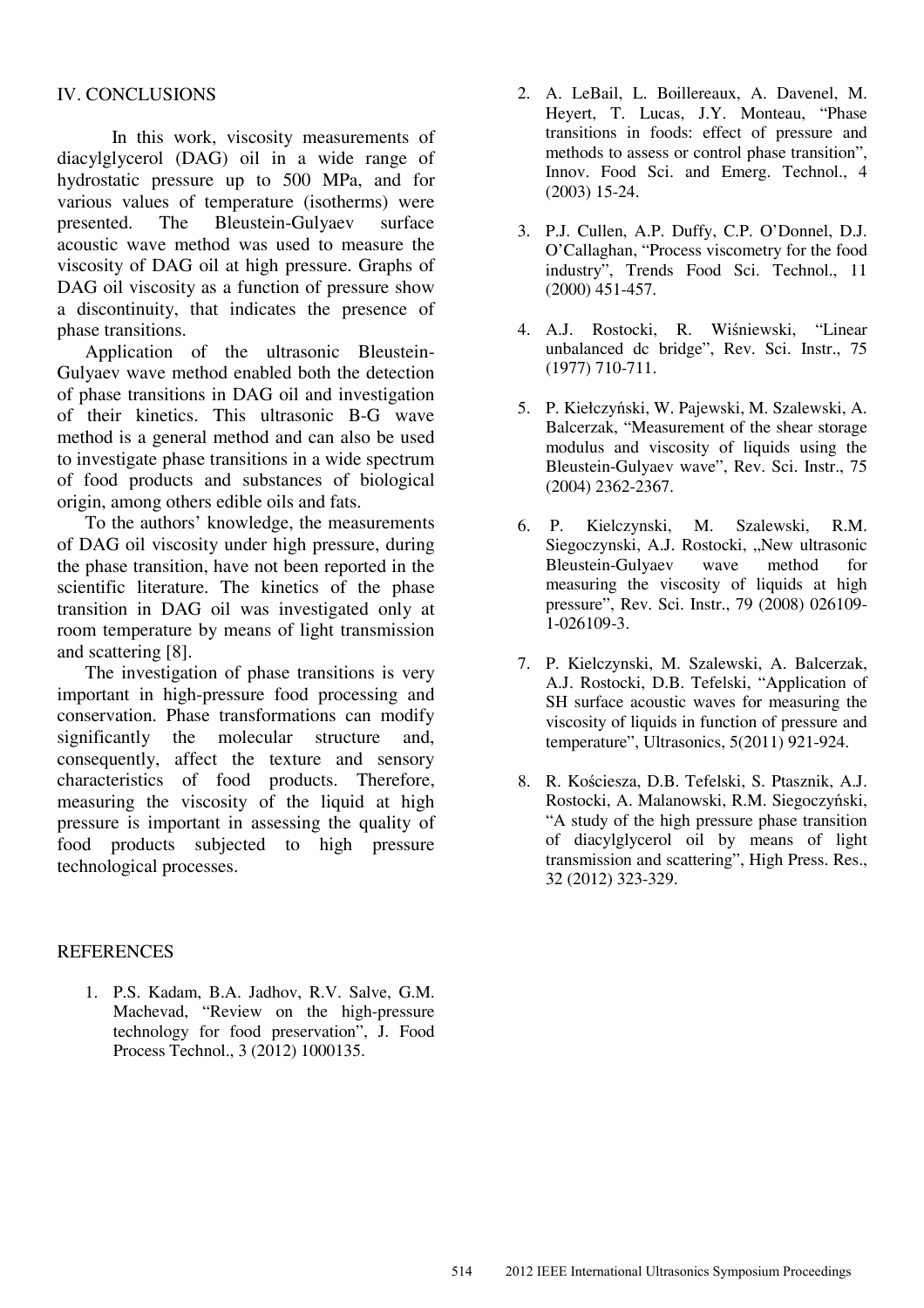## IV. CONCLUSIONS

In this work, viscosity measurements of diacylglycerol (DAG) oil in a wide range of hydrostatic pressure up to 500 MPa, and for various values of temperature (isotherms) were presented. The Bleustein-Gulyaev surface acoustic wave method was used to measure the viscosity of DAG oil at high pressure. Graphs of DAG oil viscosity as a function of pressure show a discontinuity, that indicates the presence of phase transitions.

Application of the ultrasonic Bleustein-Gulyaev wave method enabled both the detection of phase transitions in DAG oil and investigation of their kinetics. This ultrasonic B-G wave method is a general method and can also be used to investigate phase transitions in a wide spectrum of food products and substances of biological origin, among others edible oils and fats.

To the authors' knowledge, the measurements of DAG oil viscosity under high pressure, during the phase transition, have not been reported in the scientific literature. The kinetics of the phase transition in DAG oil was investigated only at room temperature by means of light transmission and scattering [8].

The investigation of phase transitions is very important in high-pressure food processing and conservation. Phase transformations can modify significantly the molecular structure and, consequently, affect the texture and sensory characteristics of food products. Therefore, measuring the viscosity of the liquid at high pressure is important in assessing the quality of food products subjected to high pressure technological processes.

## REFERENCES

1. P.S. Kadam, B.A. Jadhov, R.V. Salve, G.M. Machevad, "Review on the high-pressure technology for food preservation", J. Food Process Technol., 3 (2012) 1000135.
2. A. LeBail, L. Boillereaux, A. Davenel, M. Heyert, T. Lucas, J.Y. Monteau, "Phase transitions in foods: effect of pressure and methods to assess or control phase transition", Innov. Food Sci. and Emerg. Technol., 4 (2003) 15-24.
3. P.J. Cullen, A.P. Duffy, C.P. O'Donnel, D.J. O'Callaghan, "Process viscometry for the food industry", Trends Food Sci. Technol., 11 (2000) 451-457.
4. A.J. Rostocki, R. Wiśniewski, "Linear unbalanced dc bridge", Rev. Sci. Instr., 75 (1977) 710-711.
5. P. Kiełczyński, W. Pajewski, M. Szalewski, A. Balcerzak, "Measurement of the shear storage modulus and viscosity of liquids using the Bleustein-Gulyaev wave", Rev. Sci. Instr., 75 (2004) 2362-2367.
6. P. Kielczynski, M. Szalewski, R.M. Siegoczynski, A.J. Rostocki, „New ultrasonic Bleustein-Gulyaev wave method for measuring the viscosity of liquids at high pressure", Rev. Sci. Instr., 79 (2008) 026109-1-026109-3.
7. P. Kielczynski, M. Szalewski, A. Balcerzak, A.J. Rostocki, D.B. Tefelski, "Application of SH surface acoustic waves for measuring the viscosity of liquids in function of pressure and temperature", Ultrasonics, 5(2011) 921-924.
8. R. Kościesza, D.B. Tefelski, S. Ptasznik, A.J. Rostocki, A. Malanowski, R.M. Siegoczyński, "A study of the high pressure phase transition of diacylglycerol oil by means of light transmission and scattering", High Press. Res., 32 (2012) 323-329.